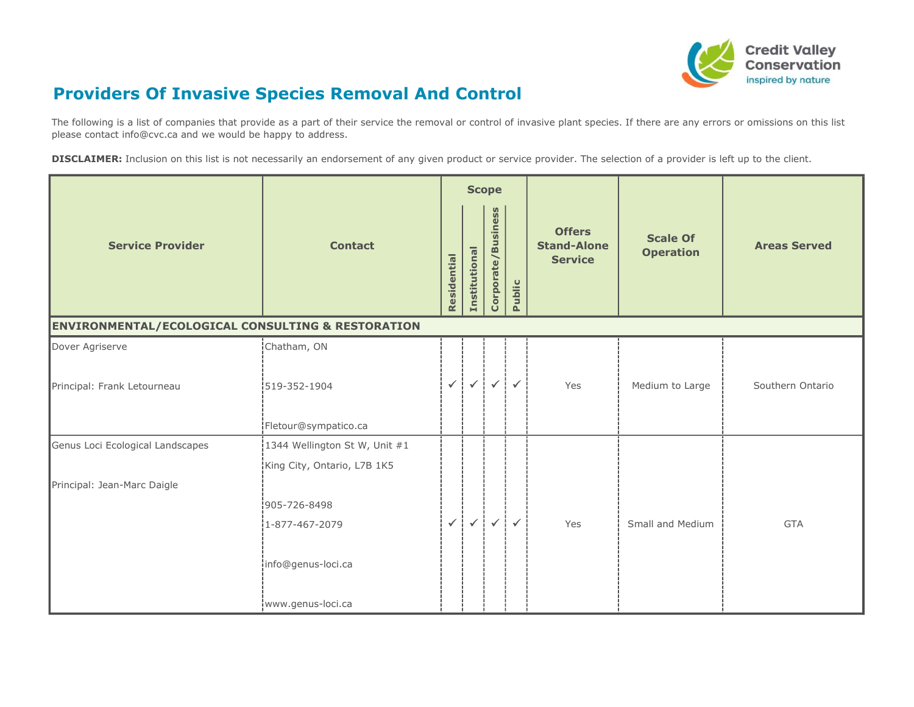# Providers Of Invasive Species Removal And Control

The following is a list of companies that provide as a part of their service the removal or control of invasive plant species. If there are any errors or omissions on this list please contact info@cvc.ca and we would be happy to address.

**DISCLAIMER:** Inclusion on this list is not necessarily an endorsement of any given product or service provider. The selection of a provider is left up to the client.

| Service Provider | Contact | Scope | | | | Offers Stand-Alone Service | Scale Of Operation | Areas Served |
|---|---|---|---|---|---|---|---|---|
| | | Residential | Institutional | Corporate/Business | Public | | | |
| **ENVIRONMENTAL/ECOLOGICAL CONSULTING & RESTORATION** | | | | | | | | |
| Dover Agriserve<br><br>Principal: Frank Letourneau | Chatham, ON<br><br>519-352-1904<br><br>Fletour@sympatico.ca | ✓ | ✓ | ✓ | ✓ | Yes | Medium to Large | Southern Ontario |
| Genus Loci Ecological Landscapes<br><br>Principal: Jean-Marc Daigle | 1344 Wellington St W, Unit #1<br>King City, Ontario, L7B 1K5<br><br>905-726-8498<br>1-877-467-2079<br><br>info@genus-loci.ca<br><br>www.genus-loci.ca | ✓ | ✓ | ✓ | ✓ | Yes | Small and Medium | GTA |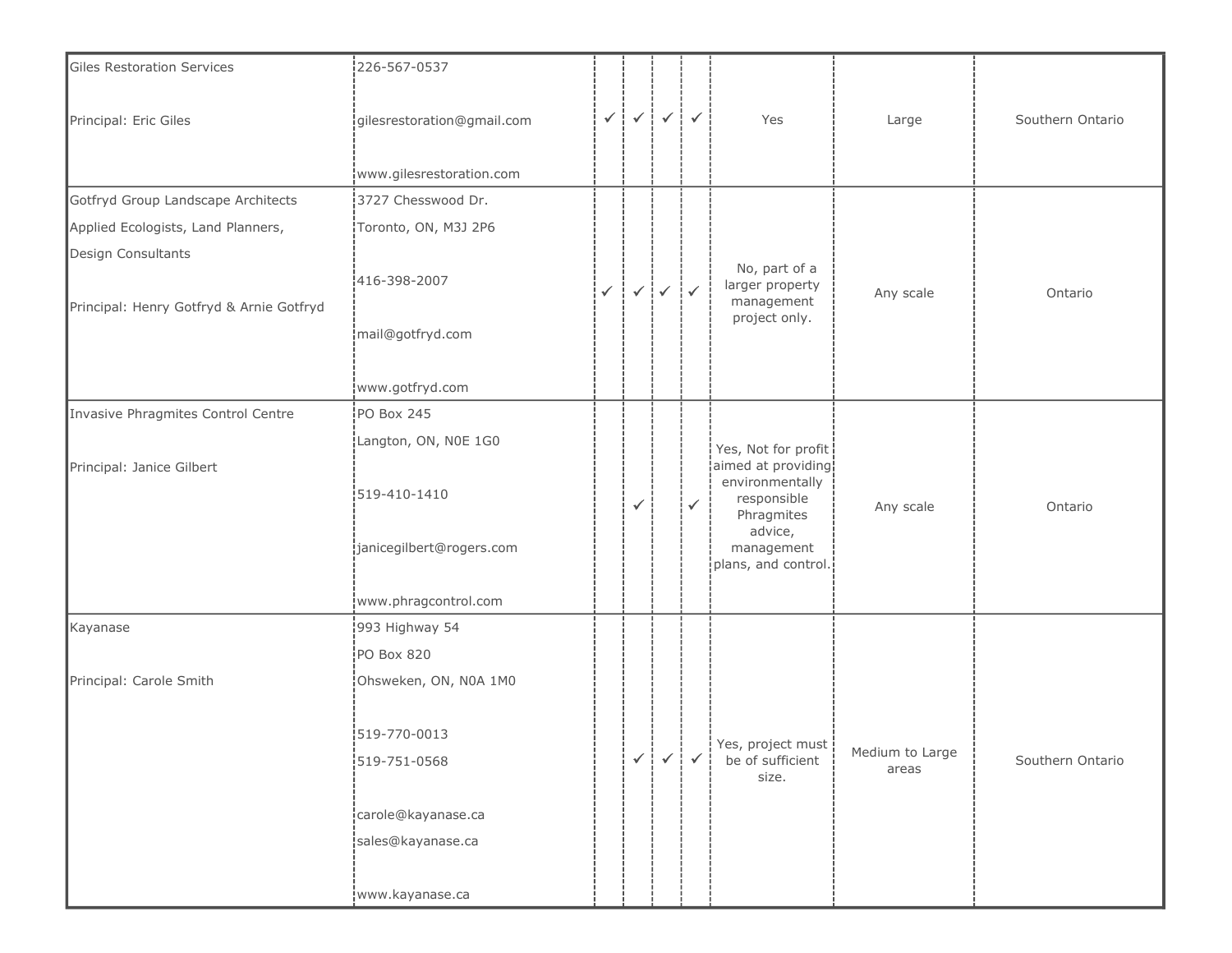| | | | | | | | | |
|---|---|---|---|---|---|---|---|---|
| Giles Restoration Services<br><br>Principal: Eric Giles | 226-567-0537<br><br>gilesrestoration@gmail.com<br><br>www.gilesrestoration.com | ✓ | ✓ | ✓ | ✓ | Yes | Large | Southern Ontario |
| Gotfryd Group Landscape Architects<br>Applied Ecologists, Land Planners,<br>Design Consultants<br><br>Principal: Henry Gotfryd & Arnie Gotfryd | 3727 Chesswood Dr.<br>Toronto, ON, M3J 2P6<br><br>416-398-2007<br><br>mail@gotfryd.com<br><br>www.gotfryd.com | ✓ | ✓ | ✓ | ✓ | No, part of a larger property management project only. | Any scale | Ontario |
| Invasive Phragmites Control Centre<br><br>Principal: Janice Gilbert | PO Box 245<br>Langton, ON, N0E 1G0<br><br>519-410-1410<br><br>janicegilbert@rogers.com<br><br>www.phragcontrol.com | | ✓ | | ✓ | Yes, Not for profit aimed at providing environmentally responsible Phragmites advice, management plans, and control. | Any scale | Ontario |
| Kayanase<br><br>Principal: Carole Smith | 993 Highway 54<br>PO Box 820<br>Ohsweken, ON, N0A 1M0<br><br>519-770-0013<br>519-751-0568<br><br>carole@kayanase.ca<br>sales@kayanase.ca<br><br>www.kayanase.ca | | ✓ | ✓ | ✓ | Yes, project must be of sufficient size. | Medium to Large areas | Southern Ontario |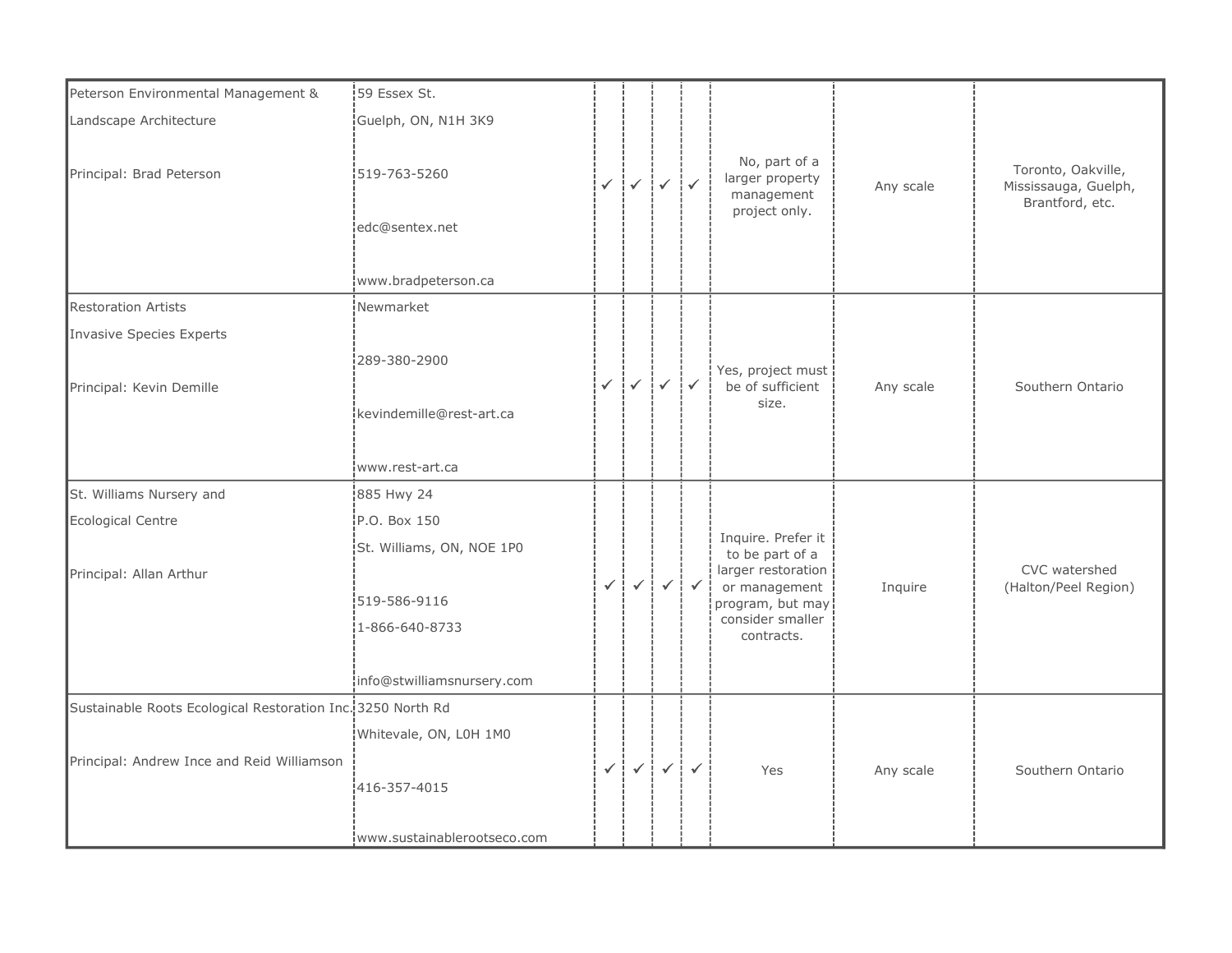| | | | | | | | | |
|---|---|---|---|---|---|---|---|---|
| Peterson Environmental Management & Landscape Architecture<br><br>Principal: Brad Peterson | 59 Essex St.<br>Guelph, ON, N1H 3K9<br><br>519-763-5260<br><br>edc@sentex.net<br><br>www.bradpeterson.ca | ✓ | ✓ | ✓ | ✓ | No, part of a larger property management project only. | Any scale | Toronto, Oakville, Mississauga, Guelph, Brantford, etc. |
| Restoration Artists<br>Invasive Species Experts<br><br>Principal: Kevin Demille | Newmarket<br><br>289-380-2900<br><br>kevindemille@rest-art.ca<br><br>www.rest-art.ca | ✓ | ✓ | ✓ | ✓ | Yes, project must be of sufficient size. | Any scale | Southern Ontario |
| St. Williams Nursery and Ecological Centre<br><br>Principal: Allan Arthur | 885 Hwy 24<br>P.O. Box 150<br>St. Williams, ON, NOE 1P0<br><br>519-586-9116<br>1-866-640-8733<br><br>info@stwilliamsnursery.com | ✓ | ✓ | ✓ | ✓ | Inquire. Prefer it to be part of a larger restoration or management program, but may consider smaller contracts. | Inquire | CVC watershed (Halton/Peel Region) |
| Sustainable Roots Ecological Restoration Inc.<br><br>Principal: Andrew Ince and Reid Williamson | 3250 North Rd<br>Whitevale, ON, L0H 1M0<br><br>416-357-4015<br><br>www.sustainablerootseco.com | ✓ | ✓ | ✓ | ✓ | Yes | Any scale | Southern Ontario |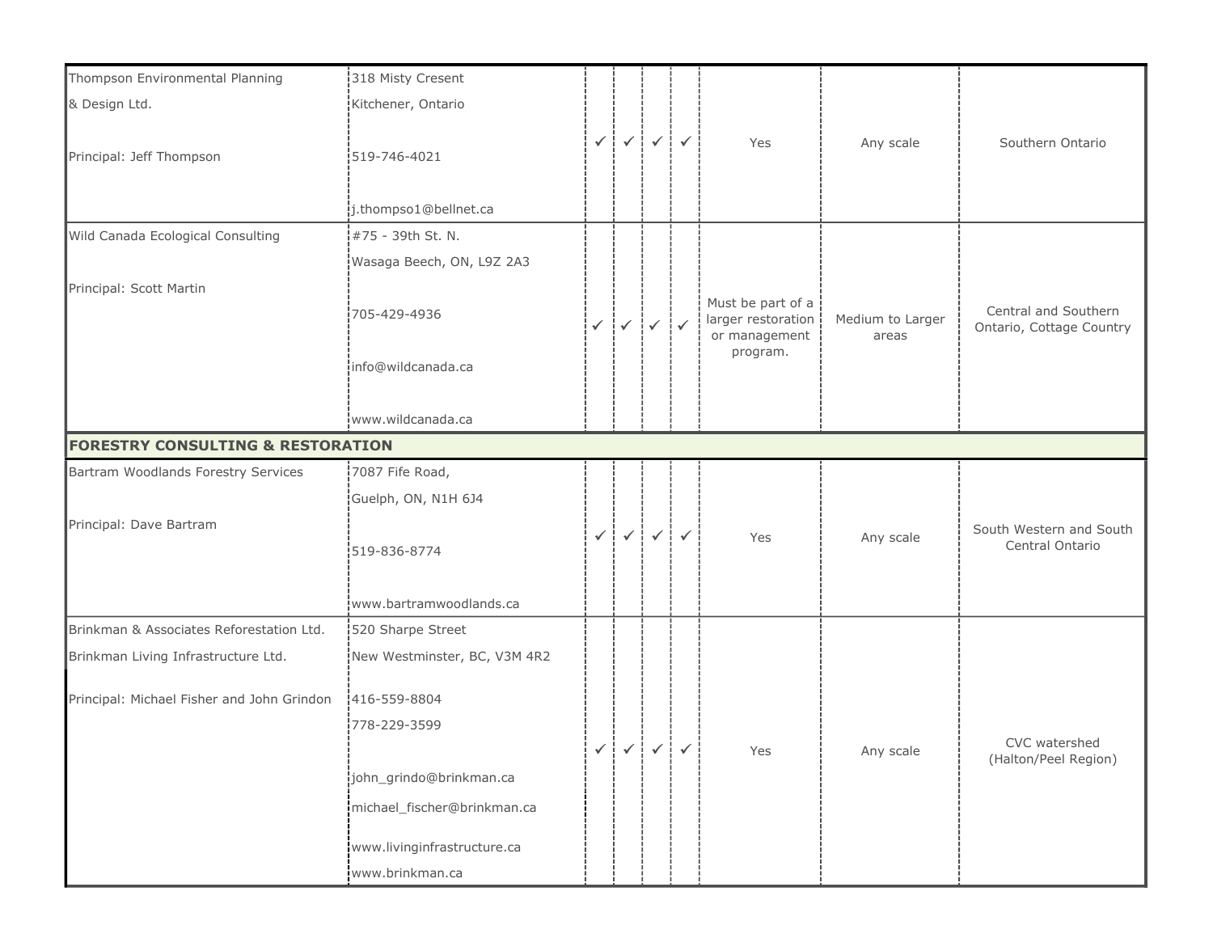| | | | | | | | | |
|---|---|---|---|---|---|---|---|---|
| Thompson Environmental Planning & Design Ltd.<br><br>Principal: Jeff Thompson | 318 Misty Cresent<br>Kitchener, Ontario<br><br>519-746-4021<br><br>j.thompso1@bellnet.ca | ✓ | ✓ | ✓ | ✓ | Yes | Any scale | Southern Ontario |
| Wild Canada Ecological Consulting<br><br>Principal: Scott Martin | #75 - 39th St. N.<br>Wasaga Beech, ON, L9Z 2A3<br><br>705-429-4936<br><br>info@wildcanada.ca<br><br>www.wildcanada.ca | ✓ | ✓ | ✓ | ✓ | Must be part of a larger restoration or management program. | Medium to Larger areas | Central and Southern Ontario, Cottage Country |
| **FORESTRY CONSULTING & RESTORATION** | | | | | | | | |
| Bartram Woodlands Forestry Services<br><br>Principal: Dave Bartram | 7087 Fife Road,<br>Guelph, ON, N1H 6J4<br><br>519-836-8774<br><br>www.bartramwoodlands.ca | ✓ | ✓ | ✓ | ✓ | Yes | Any scale | South Western and South Central Ontario |
| Brinkman & Associates Reforestation Ltd.<br>Brinkman Living Infrastructure Ltd.<br><br>Principal: Michael Fisher and John Grindon | 520 Sharpe Street<br>New Westminster, BC, V3M 4R2<br><br>416-559-8804<br>778-229-3599<br><br>john_grindo@brinkman.ca<br>michael_fischer@brinkman.ca<br><br>www.livinginfrastructure.ca<br>www.brinkman.ca | ✓ | ✓ | ✓ | ✓ | Yes | Any scale | CVC watershed (Halton/Peel Region) |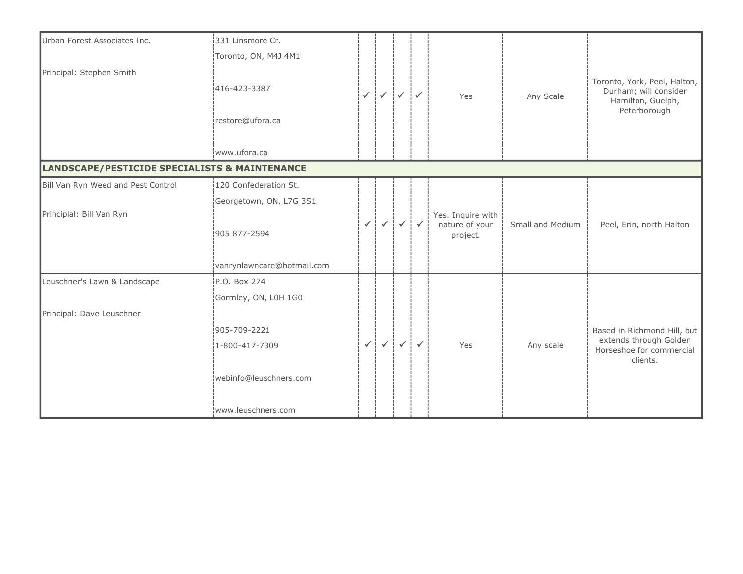| | | | | | | | | |
|---|---|---|---|---|---|---|---|---|
| Urban Forest Associates Inc.<br><br>Principal: Stephen Smith | 331 Linsmore Cr.<br>Toronto, ON, M4J 4M1<br><br>416-423-3387<br><br>restore@ufora.ca<br><br>www.ufora.ca | ✓ | ✓ | ✓ | ✓ | Yes | Any Scale | Toronto, York, Peel, Halton, Durham; will consider Hamilton, Guelph, Peterborough |
| **LANDSCAPE/PESTICIDE SPECIALISTS & MAINTENANCE** | | | | | | | | |
| Bill Van Ryn Weed and Pest Control<br><br>Principlal: Bill Van Ryn | 120 Confederation St.<br>Georgetown, ON, L7G 3S1<br><br>905 877-2594<br><br>vanrynlawncare@hotmail.com | ✓ | ✓ | ✓ | ✓ | Yes. Inquire with nature of your project. | Small and Medium | Peel, Erin, north Halton |
| Leuschner's Lawn & Landscape<br><br>Principal: Dave Leuschner | P.O. Box 274<br>Gormley, ON, L0H 1G0<br><br>905-709-2221<br>1-800-417-7309<br><br>webinfo@leuschners.com<br><br>www.leuschners.com | ✓ | ✓ | ✓ | ✓ | Yes | Any scale | Based in Richmond Hill, but extends through Golden Horseshoe for commercial clients. |